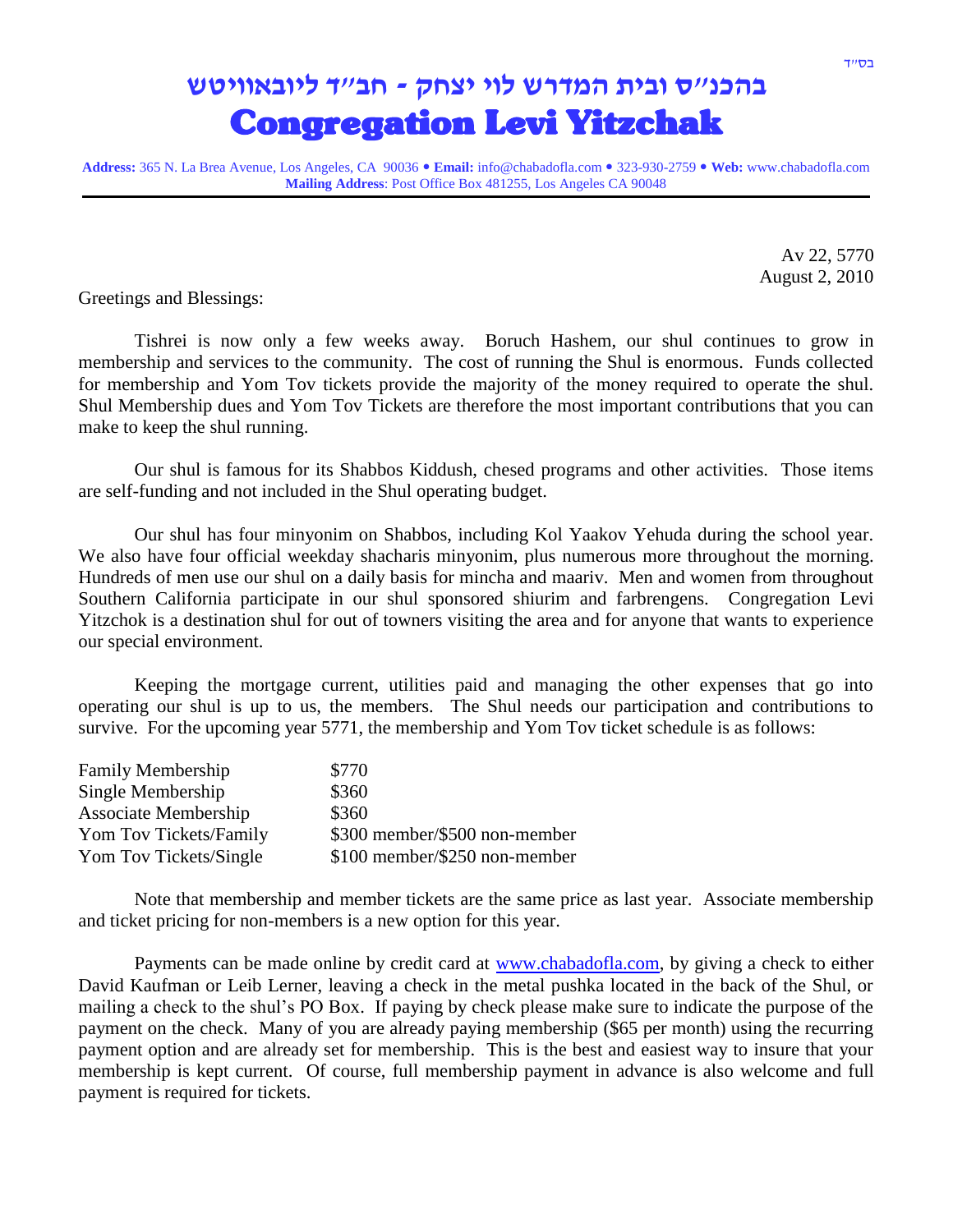בס״ד

# בהכנ״ס ובית המדרש לוי יצחק - חב״ד ליובאוויטש

# Congregation Levi Yitzchak

**Address:** 365 N. La Brea Avenue, Los Angeles, CA 90036 • **Email:** info@chabadofla.com • 323-930-2759 • **Web:** www.chabadofla.com
**Mailing Address**: Post Office Box 481255, Los Angeles CA 90048

Av 22, 5770
August 2, 2010

Greetings and Blessings:

Tishrei is now only a few weeks away. Boruch Hashem, our shul continues to grow in membership and services to the community. The cost of running the Shul is enormous. Funds collected for membership and Yom Tov tickets provide the majority of the money required to operate the shul. Shul Membership dues and Yom Tov Tickets are therefore the most important contributions that you can make to keep the shul running.

Our shul is famous for its Shabbos Kiddush, chesed programs and other activities. Those items are self-funding and not included in the Shul operating budget.

Our shul has four minyonim on Shabbos, including Kol Yaakov Yehuda during the school year. We also have four official weekday shacharis minyonim, plus numerous more throughout the morning. Hundreds of men use our shul on a daily basis for mincha and maariv. Men and women from throughout Southern California participate in our shul sponsored shiurim and farbrengens. Congregation Levi Yitzchok is a destination shul for out of towners visiting the area and for anyone that wants to experience our special environment.

Keeping the mortgage current, utilities paid and managing the other expenses that go into operating our shul is up to us, the members. The Shul needs our participation and contributions to survive. For the upcoming year 5771, the membership and Yom Tov ticket schedule is as follows:

| | |
|---|---|
| Family Membership | $770 |
| Single Membership | $360 |
| Associate Membership | $360 |
| Yom Tov Tickets/Family | $300 member/$500 non-member |
| Yom Tov Tickets/Single | $100 member/$250 non-member |

Note that membership and member tickets are the same price as last year. Associate membership and ticket pricing for non-members is a new option for this year.

Payments can be made online by credit card at www.chabadofla.com, by giving a check to either David Kaufman or Leib Lerner, leaving a check in the metal pushka located in the back of the Shul, or mailing a check to the shul's PO Box. If paying by check please make sure to indicate the purpose of the payment on the check. Many of you are already paying membership ($65 per month) using the recurring payment option and are already set for membership. This is the best and easiest way to insure that your membership is kept current. Of course, full membership payment in advance is also welcome and full payment is required for tickets.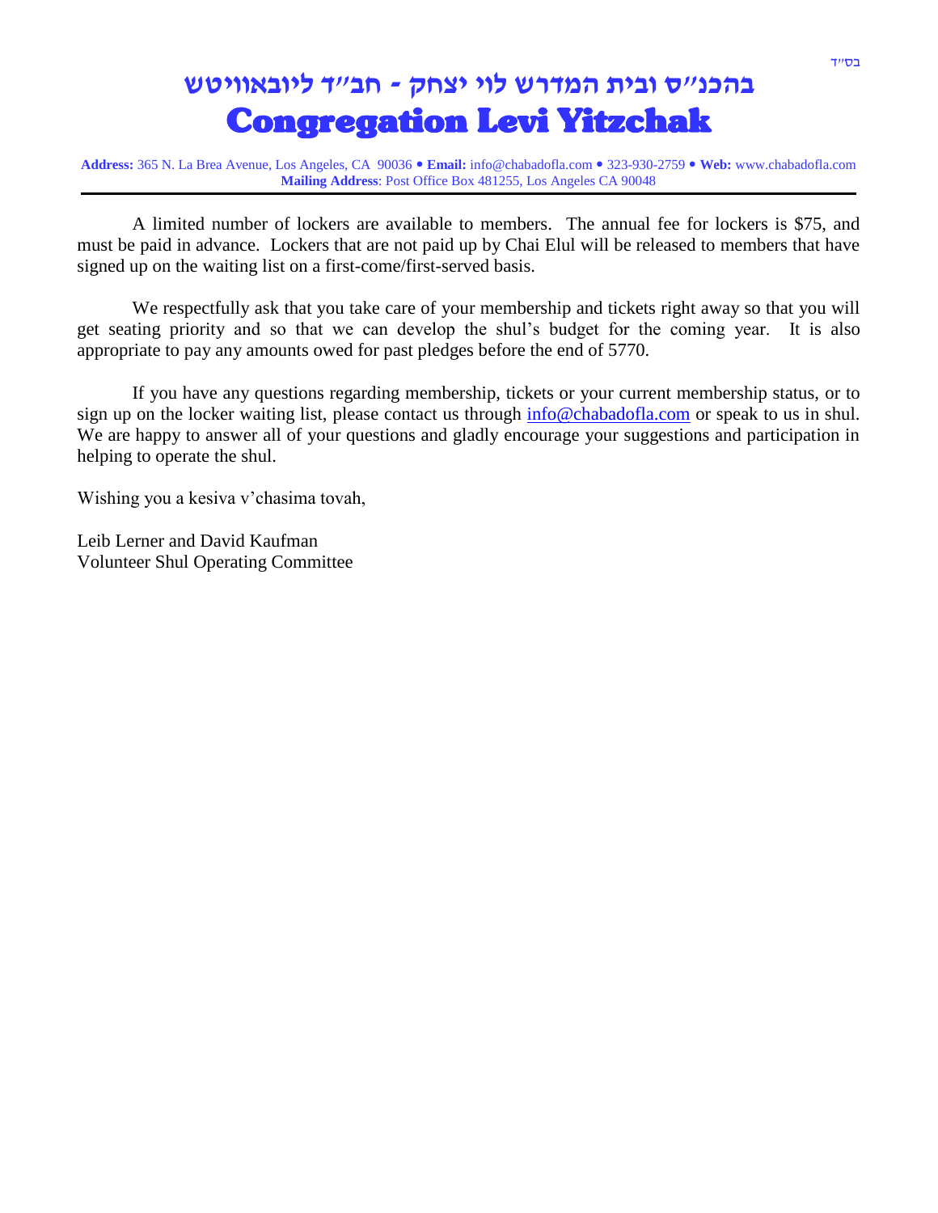בס"ד

# בהכנ"ס ובית המדרש לוי יצחק - חב"ד ליובאוויטש

# Congregation Levi Yitzchak

**Address:** 365 N. La Brea Avenue, Los Angeles, CA 90036 • **Email:** info@chabadofla.com • 323-930-2759 • **Web:** www.chabadofla.com
**Mailing Address**: Post Office Box 481255, Los Angeles CA 90048

---

A limited number of lockers are available to members. The annual fee for lockers is $75, and must be paid in advance. Lockers that are not paid up by Chai Elul will be released to members that have signed up on the waiting list on a first-come/first-served basis.

We respectfully ask that you take care of your membership and tickets right away so that you will get seating priority and so that we can develop the shul's budget for the coming year. It is also appropriate to pay any amounts owed for past pledges before the end of 5770.

If you have any questions regarding membership, tickets or your current membership status, or to sign up on the locker waiting list, please contact us through info@chabadofla.com or speak to us in shul. We are happy to answer all of your questions and gladly encourage your suggestions and participation in helping to operate the shul.

Wishing you a kesiva v'chasima tovah,

Leib Lerner and David Kaufman
Volunteer Shul Operating Committee